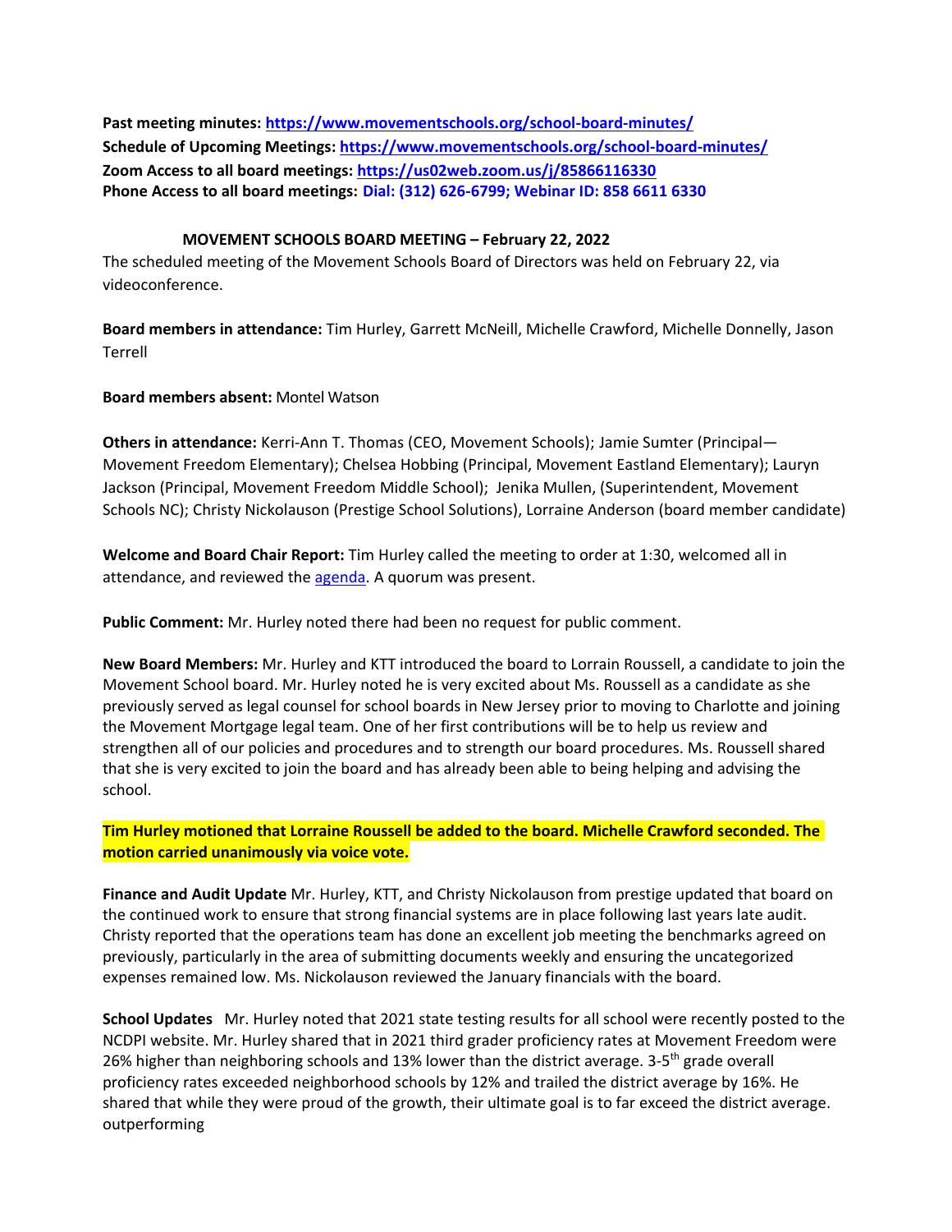**Past meeting minutes: https://www.movementschools.org/school-board-minutes/**
**Schedule of Upcoming Meetings: https://www.movementschools.org/school-board-minutes/**
**Zoom Access to all board meetings: https://us02web.zoom.us/j/85866116330**
**Phone Access to all board meetings: Dial: (312) 626-6799; Webinar ID: 858 6611 6330**

## MOVEMENT SCHOOLS BOARD MEETING – February 22, 2022

The scheduled meeting of the Movement Schools Board of Directors was held on February 22, via videoconference.

**Board members in attendance:** Tim Hurley, Garrett McNeill, Michelle Crawford, Michelle Donnelly, Jason Terrell

**Board members absent:** Montel Watson

**Others in attendance:** Kerri-Ann T. Thomas (CEO, Movement Schools); Jamie Sumter (Principal—Movement Freedom Elementary); Chelsea Hobbing (Principal, Movement Eastland Elementary); Lauryn Jackson (Principal, Movement Freedom Middle School); Jenika Mullen, (Superintendent, Movement Schools NC); Christy Nickolauson (Prestige School Solutions), Lorraine Anderson (board member candidate)

**Welcome and Board Chair Report:** Tim Hurley called the meeting to order at 1:30, welcomed all in attendance, and reviewed the agenda. A quorum was present.

**Public Comment:** Mr. Hurley noted there had been no request for public comment.

**New Board Members:** Mr. Hurley and KTT introduced the board to Lorrain Roussell, a candidate to join the Movement School board. Mr. Hurley noted he is very excited about Ms. Roussell as a candidate as she previously served as legal counsel for school boards in New Jersey prior to moving to Charlotte and joining the Movement Mortgage legal team. One of her first contributions will be to help us review and strengthen all of our policies and procedures and to strength our board procedures. Ms. Roussell shared that she is very excited to join the board and has already been able to being helping and advising the school.

**Tim Hurley motioned that Lorraine Roussell be added to the board. Michelle Crawford seconded. The motion carried unanimously via voice vote.**

**Finance and Audit Update** Mr. Hurley, KTT, and Christy Nickolauson from prestige updated that board on the continued work to ensure that strong financial systems are in place following last years late audit. Christy reported that the operations team has done an excellent job meeting the benchmarks agreed on previously, particularly in the area of submitting documents weekly and ensuring the uncategorized expenses remained low. Ms. Nickolauson reviewed the January financials with the board.

**School Updates** Mr. Hurley noted that 2021 state testing results for all school were recently posted to the NCDPI website. Mr. Hurley shared that in 2021 third grader proficiency rates at Movement Freedom were 26% higher than neighboring schools and 13% lower than the district average. 3-5th grade overall proficiency rates exceeded neighborhood schools by 12% and trailed the district average by 16%. He shared that while they were proud of the growth, their ultimate goal is to far exceed the district average. outperforming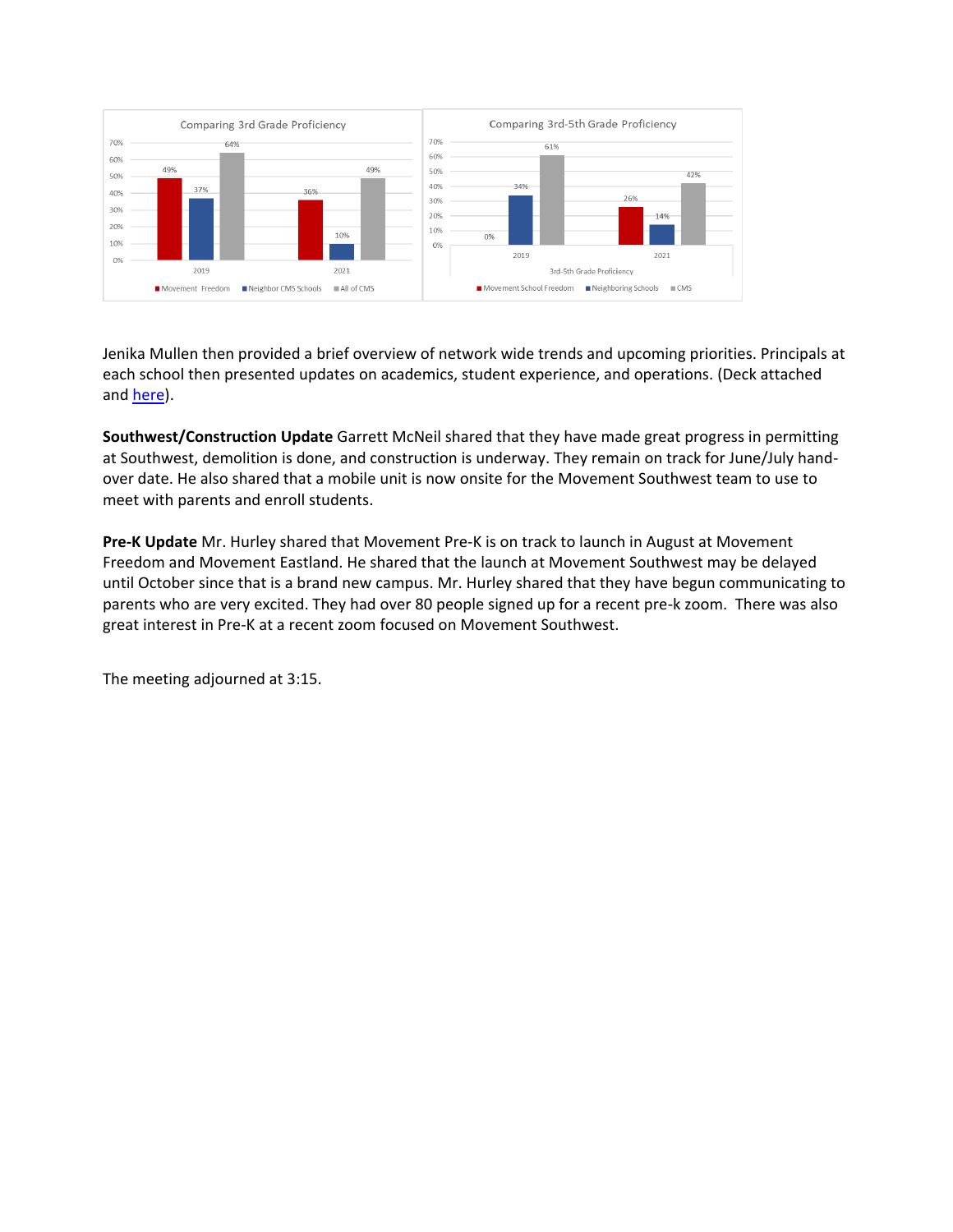Comparing 3rd Grade Proficiency

70%
60%
50%
40%
30%
20%
10%
0%

49%
37%
64%
36%
10%
49%

2019
2021

Movement Freedom
Neighbor CMS Schools
All of CMS

Comparing 3rd-5th Grade Proficiency

70%
60%
50%
40%
30%
20%
10%
0%

0%
34%
61%
26%
14%
42%

2019
2021

3rd-5th Grade Proficiency

Movement School Freedom
Neighboring Schools
CMS

Jenika Mullen then provided a brief overview of network wide trends and upcoming priorities. Principals at each school then presented updates on academics, student experience, and operations. (Deck attached and here).

**Southwest/Construction Update** Garrett McNeil shared that they have made great progress in permitting at Southwest, demolition is done, and construction is underway. They remain on track for June/July hand-over date. He also shared that a mobile unit is now onsite for the Movement Southwest team to use to meet with parents and enroll students.

**Pre-K Update** Mr. Hurley shared that Movement Pre-K is on track to launch in August at Movement Freedom and Movement Eastland. He shared that the launch at Movement Southwest may be delayed until October since that is a brand new campus. Mr. Hurley shared that they have begun communicating to parents who are very excited. They had over 80 people signed up for a recent pre-k zoom. There was also great interest in Pre-K at a recent zoom focused on Movement Southwest.

The meeting adjourned at 3:15.